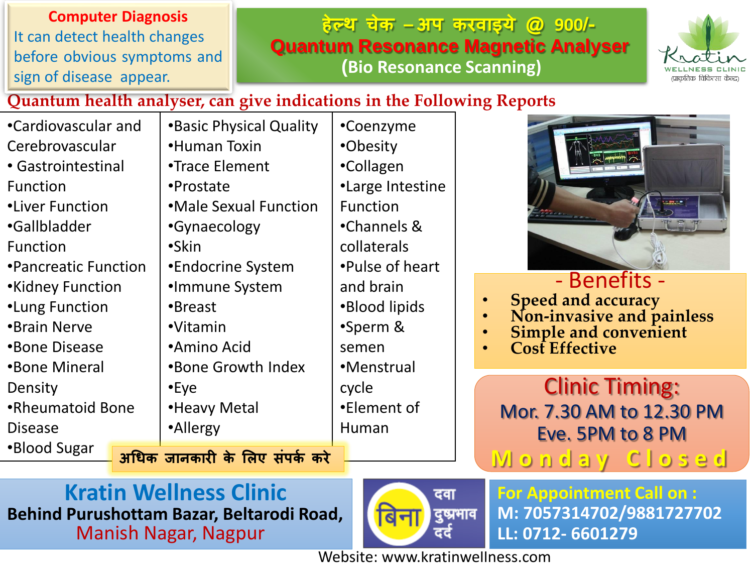**Computer Diagnosis**
It can detect health changes before obvious symptoms and sign of disease appear.

# हेल्थ चेक –अप करवाइये @ 900/-
## Quantum Resonance Magnetic Analyser
(Bio Resonance Scanning)

Kratin
WELLNESS CLINIC
(प्राकृतिक चिकित्सा केन्द्र)

## Quantum health analyser, can give indications in the Following Reports

- Cardiovascular and Cerebrovascular
- Gastrointestinal Function
- Liver Function
- Gallbladder Function
- Pancreatic Function
- Kidney Function
- Lung Function
- Brain Nerve
- Bone Disease
- Bone Mineral Density
- Rheumatoid Bone Disease
- Blood Sugar
- Basic Physical Quality
- Human Toxin
- Trace Element
- Prostate
- Male Sexual Function
- Gynaecology
- Skin
- Endocrine System
- Immune System
- Breast
- Vitamin
- Amino Acid
- Bone Growth Index
- Eye
- Heavy Metal
- Allergy
- Coenzyme
- Obesity
- Collagen
- Large Intestine Function
- Channels & collaterals
- Pulse of heart and brain
- Blood lipids
- Sperm & semen
- Menstrual cycle
- Element of Human

**अधिक जानकारी के लिए संपर्क करे**

## - Benefits -

- Speed and accuracy
- Non-invasive and painless
- Simple and convenient
- Cost Effective

## Clinic Timing:

Mor. 7.30 AM to 12.30 PM
Eve. 5PM to 8 PM
**Monday Closed**

## Kratin Wellness Clinic

**Behind Purushottam Bazar, Beltarodi Road,**
Manish Nagar, Nagpur

बिना दवा दुष्प्रभाव दर्द

**For Appointment Call on :**
**M: 7057314702/9881727702**
**LL: 0712- 6601279**

Website: www.kratinwellness.com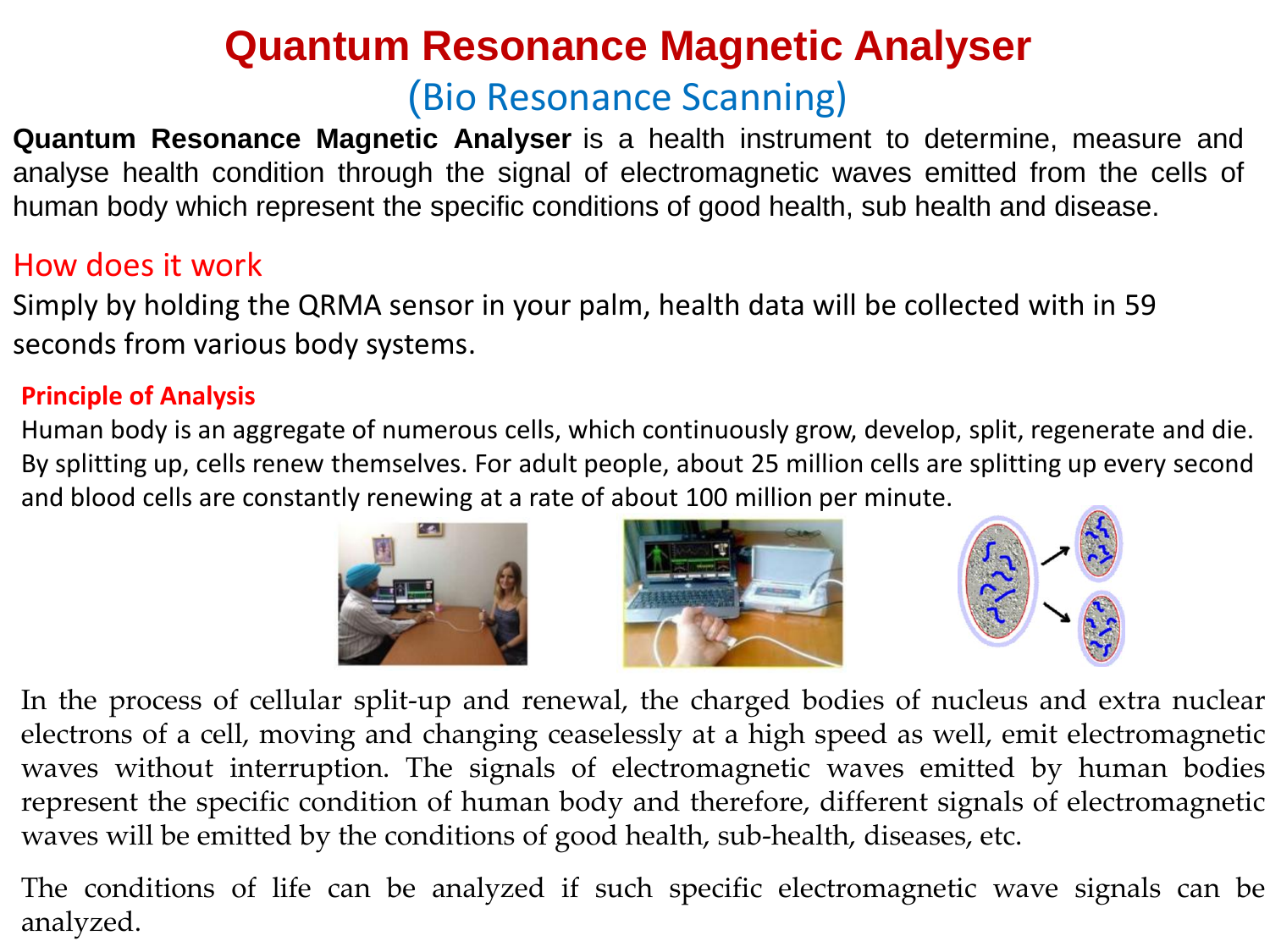# Quantum Resonance Magnetic Analyser

## (Bio Resonance Scanning)

**Quantum Resonance Magnetic Analyser** is a health instrument to determine, measure and analyse health condition through the signal of electromagnetic waves emitted from the cells of human body which represent the specific conditions of good health, sub health and disease.

## How does it work

Simply by holding the QRMA sensor in your palm, health data will be collected with in 59 seconds from various body systems.

### Principle of Analysis

Human body is an aggregate of numerous cells, which continuously grow, develop, split, regenerate and die. By splitting up, cells renew themselves. For adult people, about 25 million cells are splitting up every second and blood cells are constantly renewing at a rate of about 100 million per minute.

In the process of cellular split-up and renewal, the charged bodies of nucleus and extra nuclear electrons of a cell, moving and changing ceaselessly at a high speed as well, emit electromagnetic waves without interruption. The signals of electromagnetic waves emitted by human bodies represent the specific condition of human body and therefore, different signals of electromagnetic waves will be emitted by the conditions of good health, sub-health, diseases, etc.

The conditions of life can be analyzed if such specific electromagnetic wave signals can be analyzed.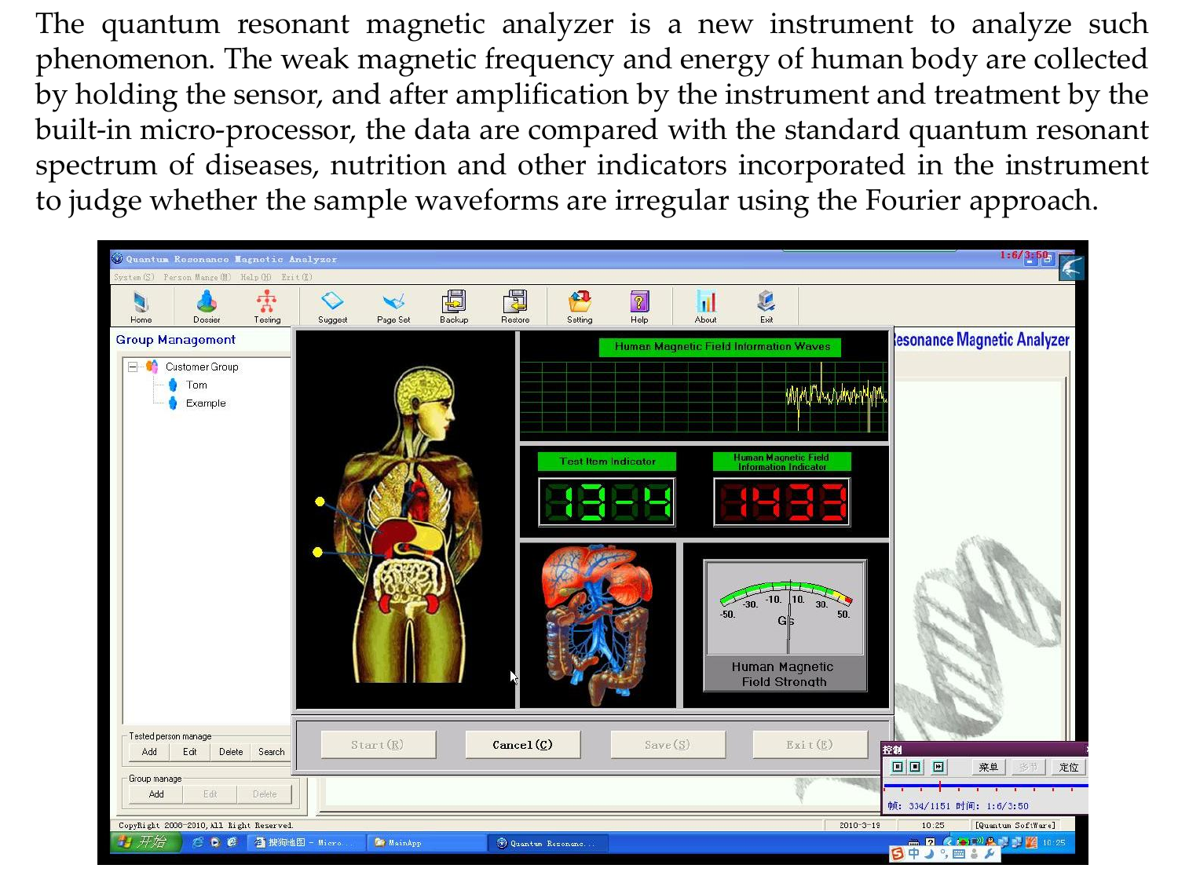The quantum resonant magnetic analyzer is a new instrument to analyze such phenomenon. The weak magnetic frequency and energy of human body are collected by holding the sensor, and after amplification by the instrument and treatment by the built-in micro-processor, the data are compared with the standard quantum resonant spectrum of diseases, nutrition and other indicators incorporated in the instrument to judge whether the sample waveforms are irregular using the Fourier approach.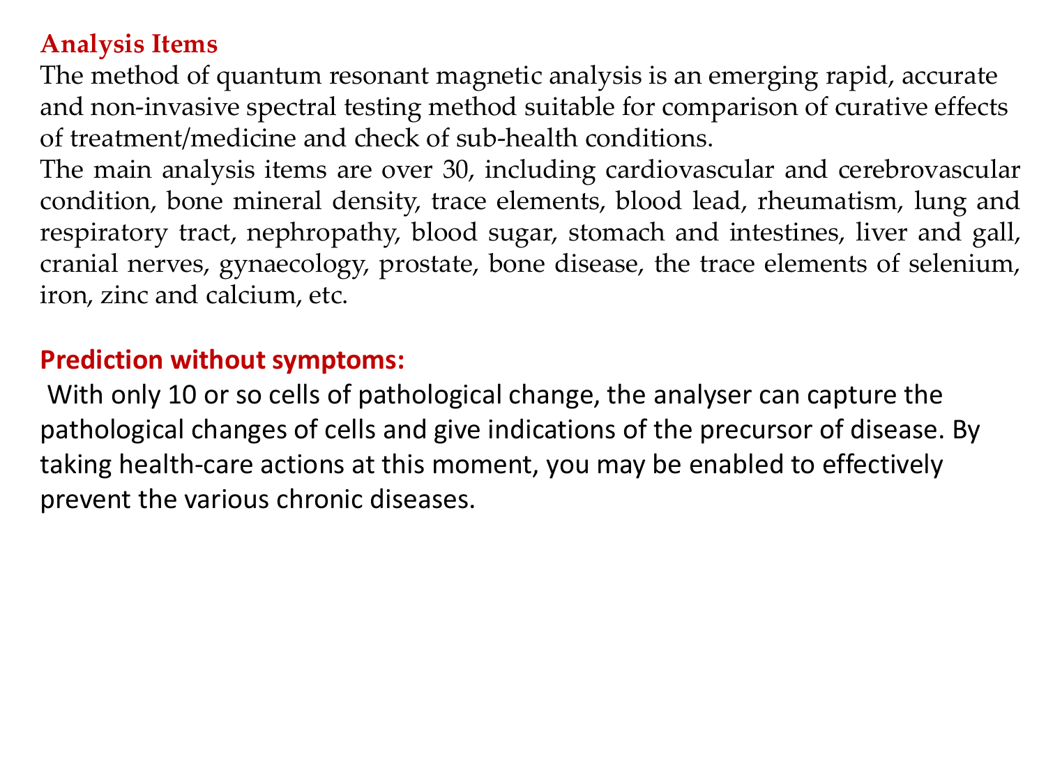## Analysis Items

The method of quantum resonant magnetic analysis is an emerging rapid, accurate and non-invasive spectral testing method suitable for comparison of curative effects of treatment/medicine and check of sub-health conditions.

The main analysis items are over 30, including cardiovascular and cerebrovascular condition, bone mineral density, trace elements, blood lead, rheumatism, lung and respiratory tract, nephropathy, blood sugar, stomach and intestines, liver and gall, cranial nerves, gynaecology, prostate, bone disease, the trace elements of selenium, iron, zinc and calcium, etc.

## Prediction without symptoms:

With only 10 or so cells of pathological change, the analyser can capture the pathological changes of cells and give indications of the precursor of disease. By taking health-care actions at this moment, you may be enabled to effectively prevent the various chronic diseases.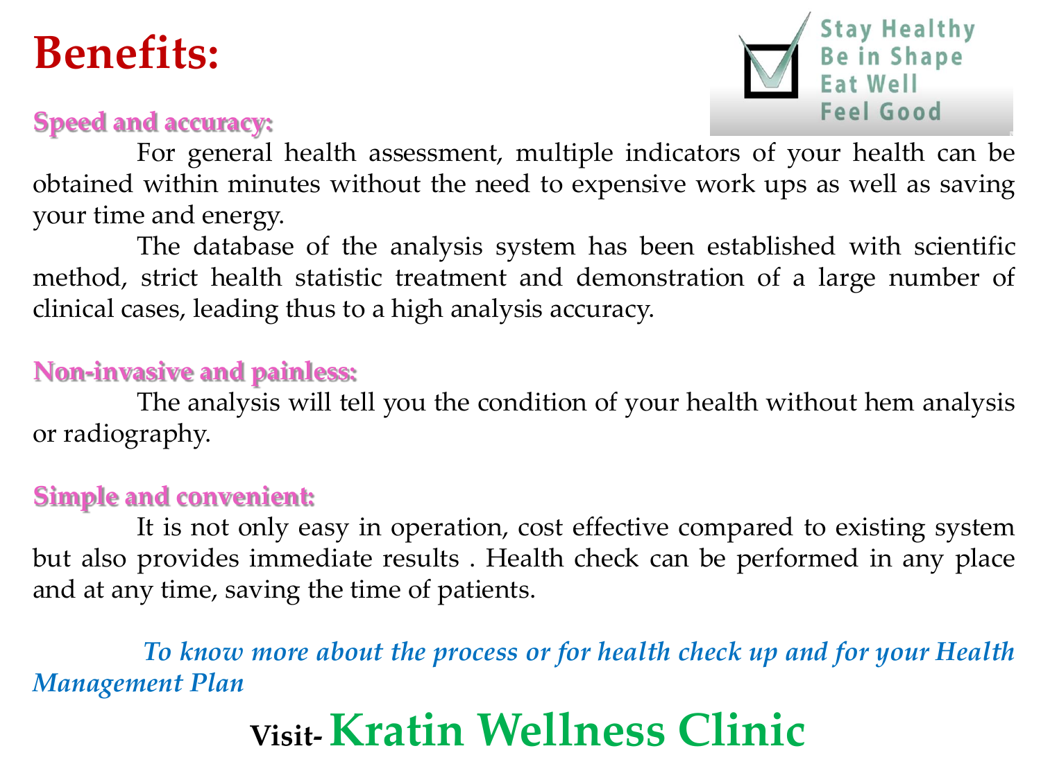# Benefits:

Stay Healthy
Be in Shape
Eat Well
Feel Good

**Speed and accuracy:**

For general health assessment, multiple indicators of your health can be obtained within minutes without the need to expensive work ups as well as saving your time and energy.

The database of the analysis system has been established with scientific method, strict health statistic treatment and demonstration of a large number of clinical cases, leading thus to a high analysis accuracy.

**Non-invasive and painless:**

The analysis will tell you the condition of your health without hem analysis or radiography.

**Simple and convenient:**

It is not only easy in operation, cost effective compared to existing system but also provides immediate results . Health check can be performed in any place and at any time, saving the time of patients.

*To know more about the process or for health check up and for your Health Management Plan*

**Visit- Kratin Wellness Clinic**